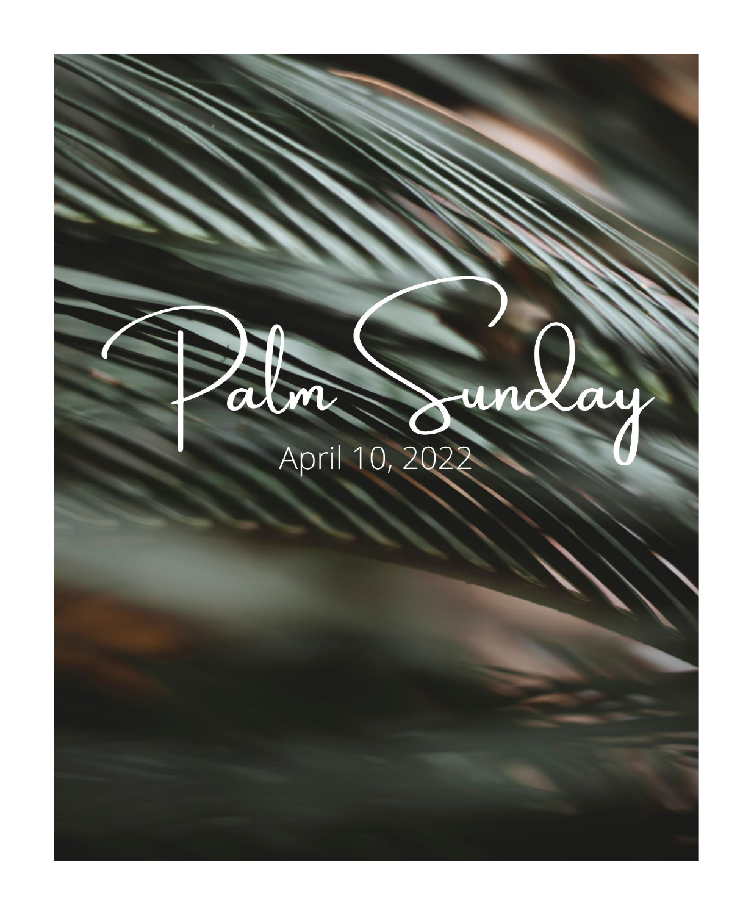# Palm Sunday

April 10, 2022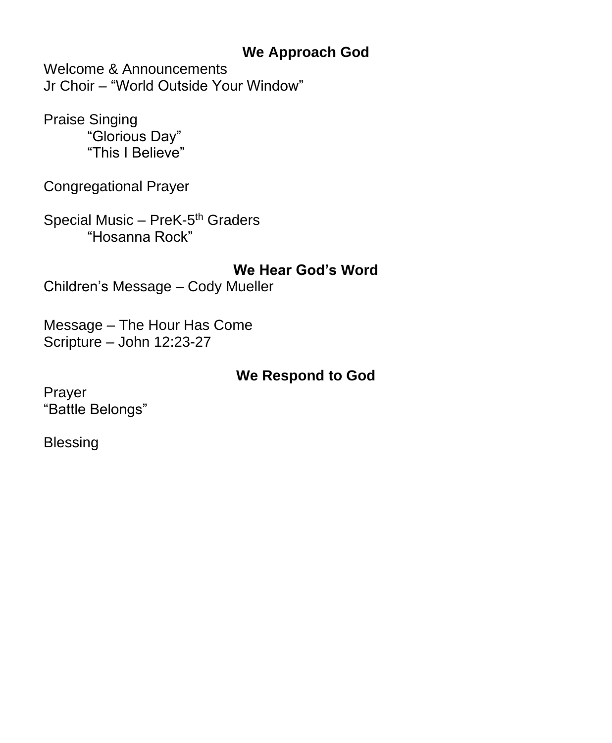## We Approach God

Welcome & Announcements
Jr Choir – "World Outside Your Window"

Praise Singing
 "Glorious Day"
 "This I Believe"

Congregational Prayer

Special Music – PreK-5th Graders
 "Hosanna Rock"

## We Hear God's Word

Children's Message – Cody Mueller

Message – The Hour Has Come
Scripture – John 12:23-27

## We Respond to God

Prayer
"Battle Belongs"

Blessing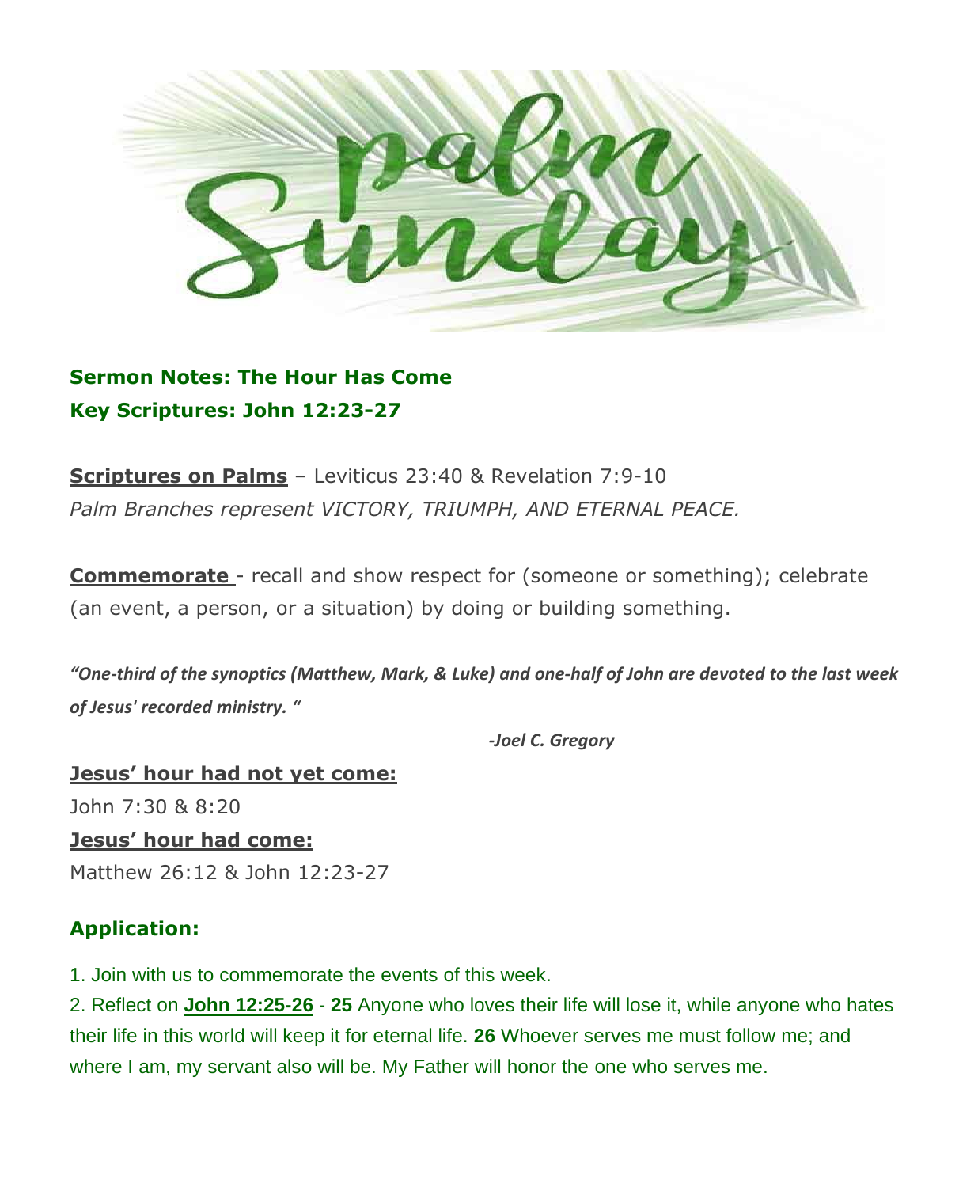# Palm Sunday

**Sermon Notes: The Hour Has Come**
**Key Scriptures: John 12:23-27**

**Scriptures on Palms** – Leviticus 23:40 & Revelation 7:9-10
*Palm Branches represent VICTORY, TRIUMPH, AND ETERNAL PEACE.*

**Commemorate** - recall and show respect for (someone or something); celebrate (an event, a person, or a situation) by doing or building something.

***"One-third of the synoptics (Matthew, Mark, & Luke) and one-half of John are devoted to the last week of Jesus' recorded ministry. "***

***-Joel C. Gregory***

**Jesus' hour had not yet come:**
John 7:30 & 8:20

**Jesus' hour had come:**
Matthew 26:12 & John 12:23-27

## Application:

1. Join with us to commemorate the events of this week.
2. Reflect on **John 12:25-26** - **25** Anyone who loves their life will lose it, while anyone who hates their life in this world will keep it for eternal life. **26** Whoever serves me must follow me; and where I am, my servant also will be. My Father will honor the one who serves me.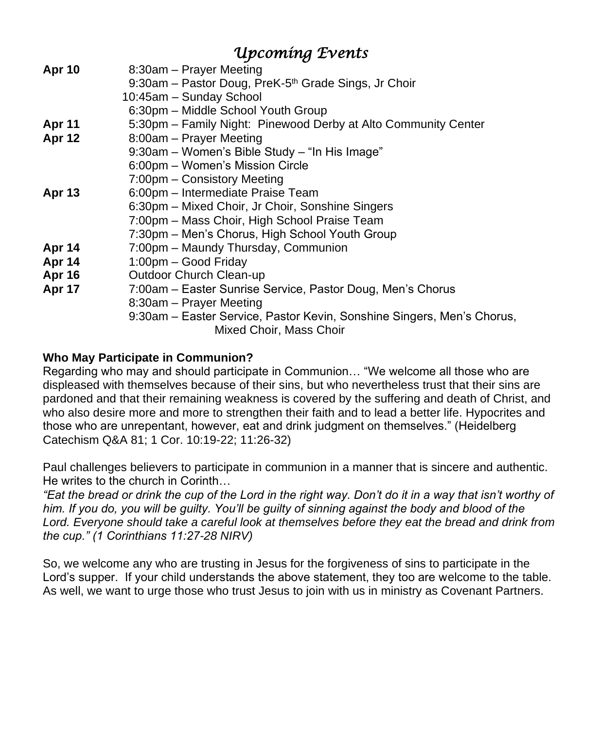# *Upcoming Events*

| | |
|---|---|
| **Apr 10** | 8:30am – Prayer Meeting |
| | 9:30am – Pastor Doug, PreK-5th Grade Sings, Jr Choir |
| | 10:45am – Sunday School |
| | 6:30pm – Middle School Youth Group |
| **Apr 11** | 5:30pm – Family Night: Pinewood Derby at Alto Community Center |
| **Apr 12** | 8:00am – Prayer Meeting |
| | 9:30am – Women's Bible Study – "In His Image" |
| | 6:00pm – Women's Mission Circle |
| | 7:00pm – Consistory Meeting |
| **Apr 13** | 6:00pm – Intermediate Praise Team |
| | 6:30pm – Mixed Choir, Jr Choir, Sonshine Singers |
| | 7:00pm – Mass Choir, High School Praise Team |
| | 7:30pm – Men's Chorus, High School Youth Group |
| **Apr 14** | 7:00pm – Maundy Thursday, Communion |
| **Apr 14** | 1:00pm – Good Friday |
| **Apr 16** | Outdoor Church Clean-up |
| **Apr 17** | 7:00am – Easter Sunrise Service, Pastor Doug, Men's Chorus |
| | 8:30am – Prayer Meeting |
| | 9:30am – Easter Service, Pastor Kevin, Sonshine Singers, Men's Chorus, Mixed Choir, Mass Choir |

**Who May Participate in Communion?**

Regarding who may and should participate in Communion… "We welcome all those who are displeased with themselves because of their sins, but who nevertheless trust that their sins are pardoned and that their remaining weakness is covered by the suffering and death of Christ, and who also desire more and more to strengthen their faith and to lead a better life. Hypocrites and those who are unrepentant, however, eat and drink judgment on themselves." (Heidelberg Catechism Q&A 81; 1 Cor. 10:19-22; 11:26-32)

Paul challenges believers to participate in communion in a manner that is sincere and authentic. He writes to the church in Corinth…

*"Eat the bread or drink the cup of the Lord in the right way. Don't do it in a way that isn't worthy of him. If you do, you will be guilty. You'll be guilty of sinning against the body and blood of the Lord. Everyone should take a careful look at themselves before they eat the bread and drink from the cup." (1 Corinthians 11:27-28 NIRV)*

So, we welcome any who are trusting in Jesus for the forgiveness of sins to participate in the Lord's supper. If your child understands the above statement, they too are welcome to the table. As well, we want to urge those who trust Jesus to join with us in ministry as Covenant Partners.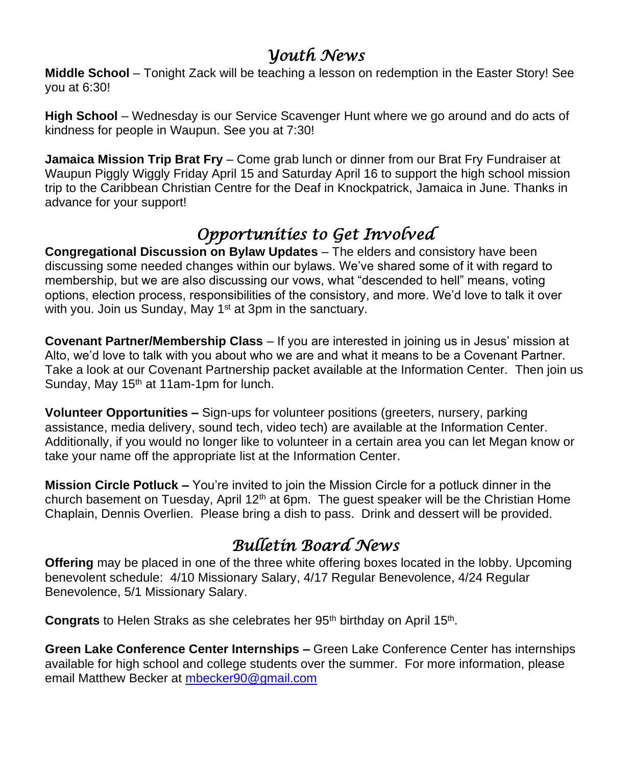## *Youth News*

**Middle School** – Tonight Zack will be teaching a lesson on redemption in the Easter Story! See you at 6:30!

**High School** – Wednesday is our Service Scavenger Hunt where we go around and do acts of kindness for people in Waupun. See you at 7:30!

**Jamaica Mission Trip Brat Fry** – Come grab lunch or dinner from our Brat Fry Fundraiser at Waupun Piggly Wiggly Friday April 15 and Saturday April 16 to support the high school mission trip to the Caribbean Christian Centre for the Deaf in Knockpatrick, Jamaica in June. Thanks in advance for your support!

## *Opportunities to Get Involved*

**Congregational Discussion on Bylaw Updates** – The elders and consistory have been discussing some needed changes within our bylaws. We've shared some of it with regard to membership, but we are also discussing our vows, what "descended to hell" means, voting options, election process, responsibilities of the consistory, and more. We'd love to talk it over with you. Join us Sunday, May 1st at 3pm in the sanctuary.

**Covenant Partner/Membership Class** – If you are interested in joining us in Jesus' mission at Alto, we'd love to talk with you about who we are and what it means to be a Covenant Partner. Take a look at our Covenant Partnership packet available at the Information Center. Then join us Sunday, May 15th at 11am-1pm for lunch.

**Volunteer Opportunities –** Sign-ups for volunteer positions (greeters, nursery, parking assistance, media delivery, sound tech, video tech) are available at the Information Center. Additionally, if you would no longer like to volunteer in a certain area you can let Megan know or take your name off the appropriate list at the Information Center.

**Mission Circle Potluck –** You're invited to join the Mission Circle for a potluck dinner in the church basement on Tuesday, April 12th at 6pm. The guest speaker will be the Christian Home Chaplain, Dennis Overlien. Please bring a dish to pass. Drink and dessert will be provided.

## *Bulletin Board News*

**Offering** may be placed in one of the three white offering boxes located in the lobby. Upcoming benevolent schedule: 4/10 Missionary Salary, 4/17 Regular Benevolence, 4/24 Regular Benevolence, 5/1 Missionary Salary.

**Congrats** to Helen Straks as she celebrates her 95th birthday on April 15th.

**Green Lake Conference Center Internships –** Green Lake Conference Center has internships available for high school and college students over the summer. For more information, please email Matthew Becker at mbecker90@gmail.com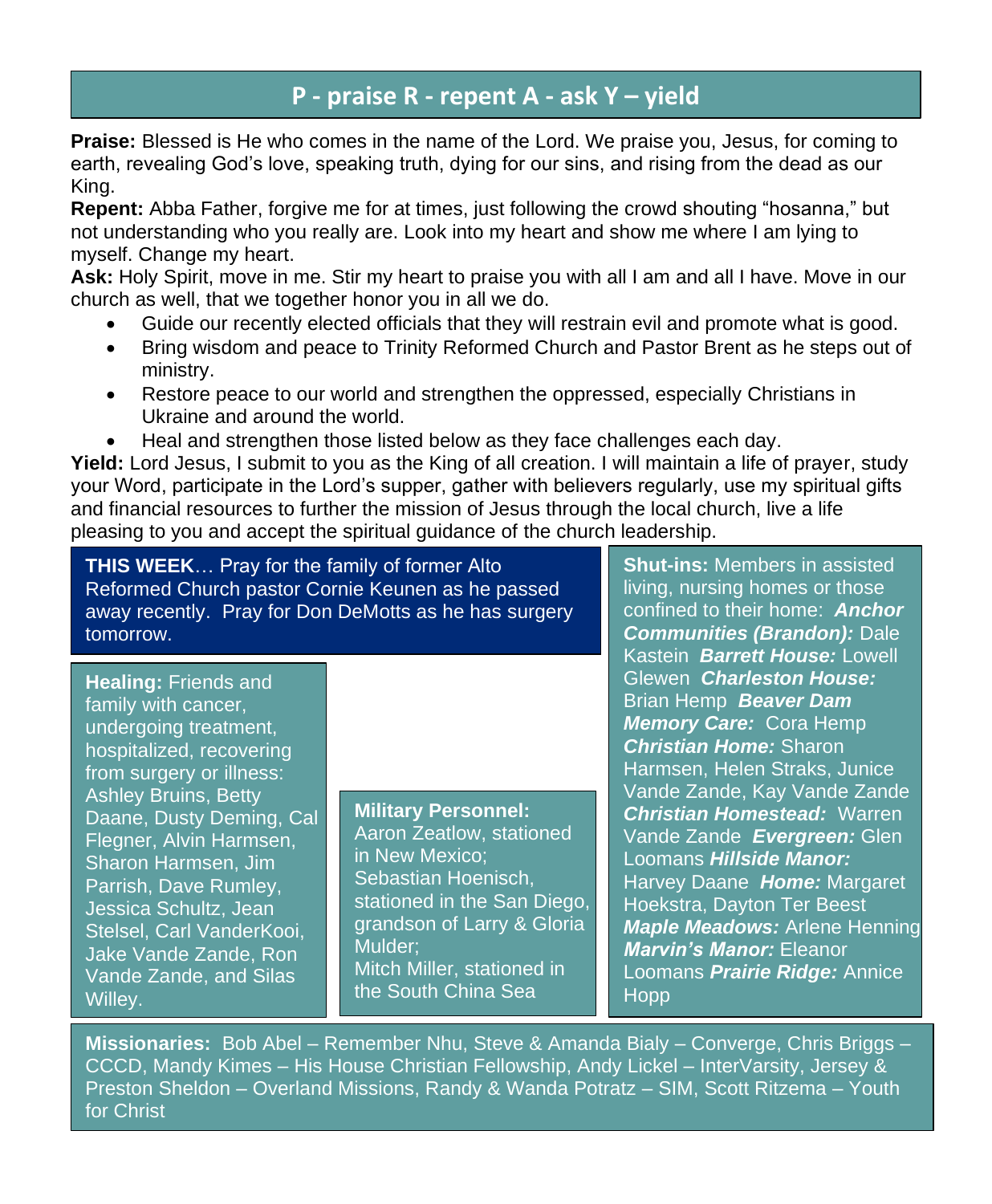## P - praise R - repent A - ask Y – yield

**Praise:** Blessed is He who comes in the name of the Lord. We praise you, Jesus, for coming to earth, revealing God's love, speaking truth, dying for our sins, and rising from the dead as our King.

**Repent:** Abba Father, forgive me for at times, just following the crowd shouting "hosanna," but not understanding who you really are. Look into my heart and show me where I am lying to myself. Change my heart.

**Ask:** Holy Spirit, move in me. Stir my heart to praise you with all I am and all I have. Move in our church as well, that we together honor you in all we do.

- Guide our recently elected officials that they will restrain evil and promote what is good.
- Bring wisdom and peace to Trinity Reformed Church and Pastor Brent as he steps out of ministry.
- Restore peace to our world and strengthen the oppressed, especially Christians in Ukraine and around the world.
- Heal and strengthen those listed below as they face challenges each day.

**Yield:** Lord Jesus, I submit to you as the King of all creation. I will maintain a life of prayer, study your Word, participate in the Lord's supper, gather with believers regularly, use my spiritual gifts and financial resources to further the mission of Jesus through the local church, live a life pleasing to you and accept the spiritual guidance of the church leadership.

**THIS WEEK**… Pray for the family of former Alto Reformed Church pastor Cornie Keunen as he passed away recently. Pray for Don DeMotts as he has surgery tomorrow.

**Healing:** Friends and family with cancer, undergoing treatment, hospitalized, recovering from surgery or illness: Ashley Bruins, Betty Daane, Dusty Deming, Cal Flegner, Alvin Harmsen, Sharon Harmsen, Jim Parrish, Dave Rumley, Jessica Schultz, Jean Stelsel, Carl VanderKooi, Jake Vande Zande, Ron Vande Zande, and Silas Willey.

**Military Personnel:** Aaron Zeatlow, stationed in New Mexico; Sebastian Hoenisch, stationed in the San Diego, grandson of Larry & Gloria Mulder; Mitch Miller, stationed in the South China Sea

**Shut-ins:** Members in assisted living, nursing homes or those confined to their home: ***Anchor Communities (Brandon):*** Dale Kastein ***Barrett House:*** Lowell Glewen ***Charleston House:*** Brian Hemp ***Beaver Dam Memory Care:*** Cora Hemp ***Christian Home:*** Sharon Harmsen, Helen Straks, Junice Vande Zande, Kay Vande Zande ***Christian Homestead:*** Warren Vande Zande ***Evergreen:*** Glen Loomans ***Hillside Manor:*** Harvey Daane ***Home:*** Margaret Hoekstra, Dayton Ter Beest ***Maple Meadows:*** Arlene Henning ***Marvin's Manor:*** Eleanor Loomans ***Prairie Ridge:*** Annice Hopp

**Missionaries:** Bob Abel – Remember Nhu, Steve & Amanda Bialy – Converge, Chris Briggs – CCCD, Mandy Kimes – His House Christian Fellowship, Andy Lickel – InterVarsity, Jersey & Preston Sheldon – Overland Missions, Randy & Wanda Potratz – SIM, Scott Ritzema – Youth for Christ